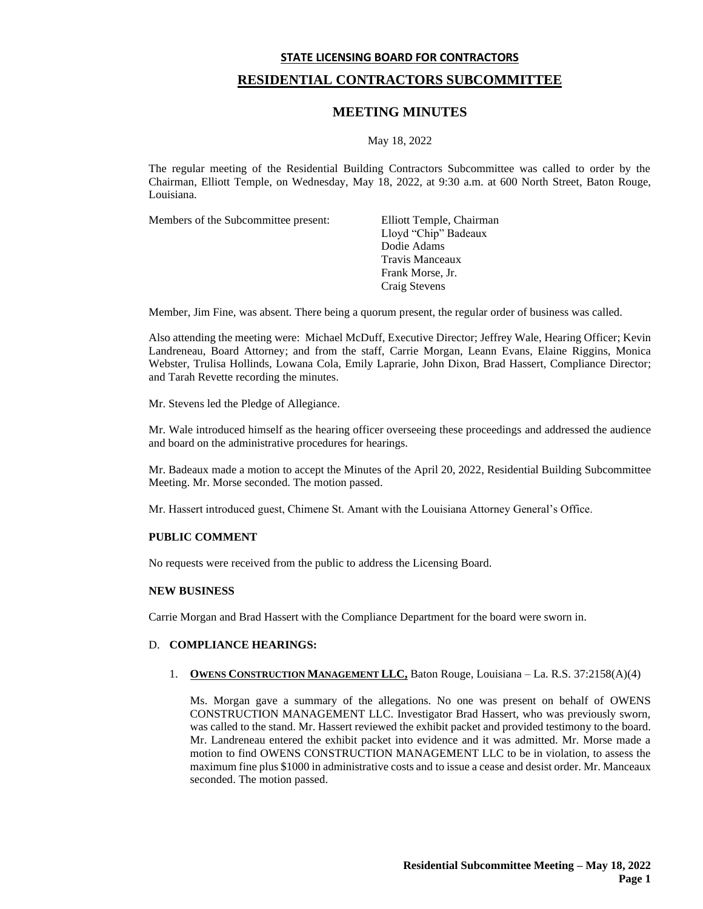**STATE LICENSING BOARD FOR CONTRACTORS**

# RESIDENTIAL CONTRACTORS SUBCOMMITTEE

## MEETING MINUTES

May 18, 2022

The regular meeting of the Residential Building Contractors Subcommittee was called to order by the Chairman, Elliott Temple, on Wednesday, May 18, 2022, at 9:30 a.m. at 600 North Street, Baton Rouge, Louisiana.

Members of the Subcommittee present:
- Elliott Temple, Chairman
- Lloyd "Chip" Badeaux
- Dodie Adams
- Travis Manceaux
- Frank Morse, Jr.
- Craig Stevens

Member, Jim Fine, was absent. There being a quorum present, the regular order of business was called.

Also attending the meeting were: Michael McDuff, Executive Director; Jeffrey Wale, Hearing Officer; Kevin Landreneau, Board Attorney; and from the staff, Carrie Morgan, Leann Evans, Elaine Riggins, Monica Webster, Trulisa Hollinds, Lowana Cola, Emily Laprarie, John Dixon, Brad Hassert, Compliance Director; and Tarah Revette recording the minutes.

Mr. Stevens led the Pledge of Allegiance.

Mr. Wale introduced himself as the hearing officer overseeing these proceedings and addressed the audience and board on the administrative procedures for hearings.

Mr. Badeaux made a motion to accept the Minutes of the April 20, 2022, Residential Building Subcommittee Meeting. Mr. Morse seconded. The motion passed.

Mr. Hassert introduced guest, Chimene St. Amant with the Louisiana Attorney General's Office.

**PUBLIC COMMENT**

No requests were received from the public to address the Licensing Board.

**NEW BUSINESS**

Carrie Morgan and Brad Hassert with the Compliance Department for the board were sworn in.

D. **COMPLIANCE HEARINGS:**

1. **OWENS CONSTRUCTION MANAGEMENT LLC,** Baton Rouge, Louisiana – La. R.S. 37:2158(A)(4)

   Ms. Morgan gave a summary of the allegations. No one was present on behalf of OWENS CONSTRUCTION MANAGEMENT LLC. Investigator Brad Hassert, who was previously sworn, was called to the stand. Mr. Hassert reviewed the exhibit packet and provided testimony to the board. Mr. Landreneau entered the exhibit packet into evidence and it was admitted. Mr. Morse made a motion to find OWENS CONSTRUCTION MANAGEMENT LLC to be in violation, to assess the maximum fine plus $1000 in administrative costs and to issue a cease and desist order. Mr. Manceaux seconded. The motion passed.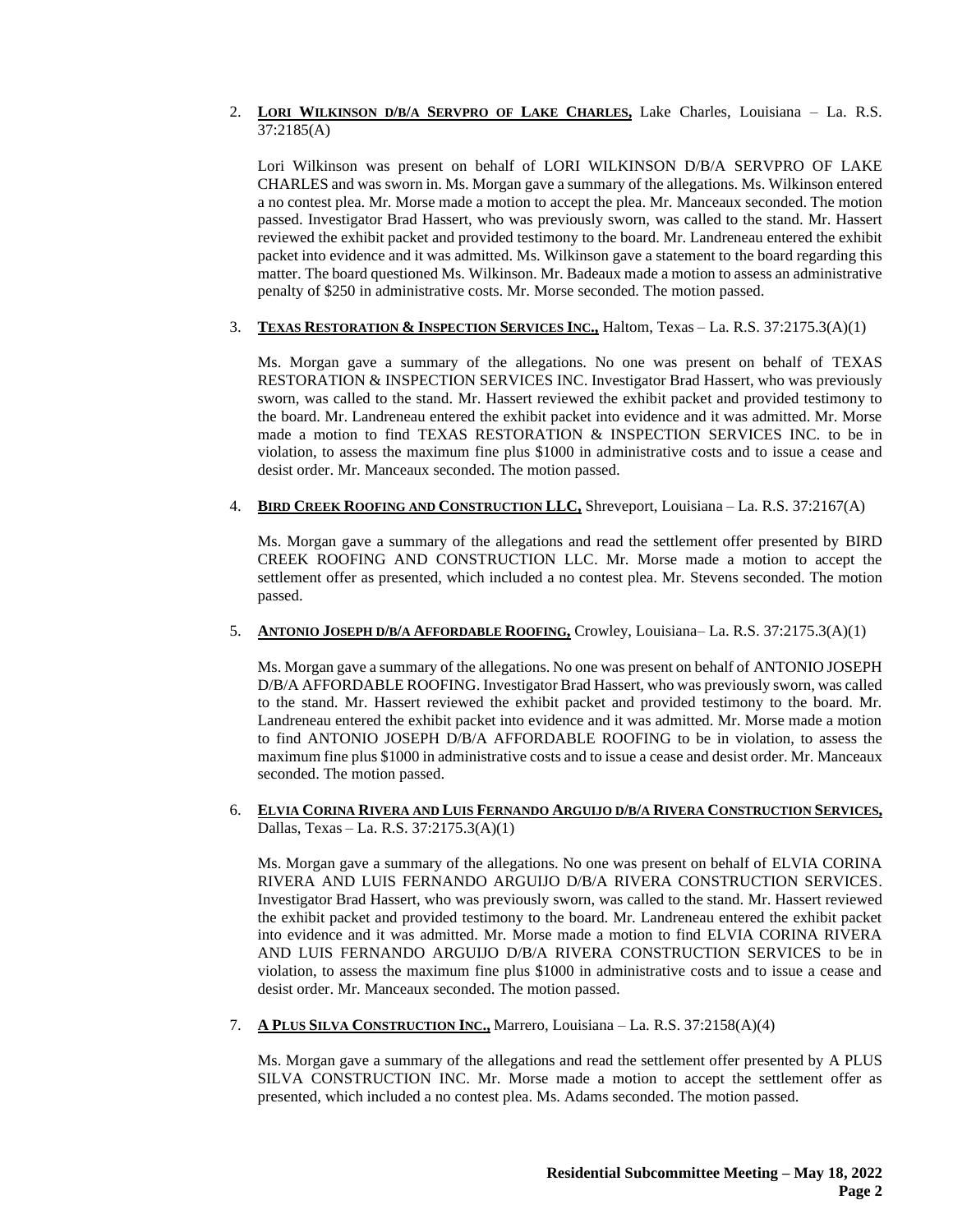2. **LORI WILKINSON D/B/A SERVPRO OF LAKE CHARLES,** Lake Charles, Louisiana – La. R.S. 37:2185(A)

   Lori Wilkinson was present on behalf of LORI WILKINSON D/B/A SERVPRO OF LAKE CHARLES and was sworn in. Ms. Morgan gave a summary of the allegations. Ms. Wilkinson entered a no contest plea. Mr. Morse made a motion to accept the plea. Mr. Manceaux seconded. The motion passed. Investigator Brad Hassert, who was previously sworn, was called to the stand. Mr. Hassert reviewed the exhibit packet and provided testimony to the board. Mr. Landreneau entered the exhibit packet into evidence and it was admitted. Ms. Wilkinson gave a statement to the board regarding this matter. The board questioned Ms. Wilkinson. Mr. Badeaux made a motion to assess an administrative penalty of $250 in administrative costs. Mr. Morse seconded. The motion passed.

3. **TEXAS RESTORATION & INSPECTION SERVICES INC.,** Haltom, Texas – La. R.S. 37:2175.3(A)(1)

   Ms. Morgan gave a summary of the allegations. No one was present on behalf of TEXAS RESTORATION & INSPECTION SERVICES INC. Investigator Brad Hassert, who was previously sworn, was called to the stand. Mr. Hassert reviewed the exhibit packet and provided testimony to the board. Mr. Landreneau entered the exhibit packet into evidence and it was admitted. Mr. Morse made a motion to find TEXAS RESTORATION & INSPECTION SERVICES INC. to be in violation, to assess the maximum fine plus $1000 in administrative costs and to issue a cease and desist order. Mr. Manceaux seconded. The motion passed.

4. **BIRD CREEK ROOFING AND CONSTRUCTION LLC,** Shreveport, Louisiana – La. R.S. 37:2167(A)

   Ms. Morgan gave a summary of the allegations and read the settlement offer presented by BIRD CREEK ROOFING AND CONSTRUCTION LLC. Mr. Morse made a motion to accept the settlement offer as presented, which included a no contest plea. Mr. Stevens seconded. The motion passed.

5. **ANTONIO JOSEPH D/B/A AFFORDABLE ROOFING,** Crowley, Louisiana– La. R.S. 37:2175.3(A)(1)

   Ms. Morgan gave a summary of the allegations. No one was present on behalf of ANTONIO JOSEPH D/B/A AFFORDABLE ROOFING. Investigator Brad Hassert, who was previously sworn, was called to the stand. Mr. Hassert reviewed the exhibit packet and provided testimony to the board. Mr. Landreneau entered the exhibit packet into evidence and it was admitted. Mr. Morse made a motion to find ANTONIO JOSEPH D/B/A AFFORDABLE ROOFING to be in violation, to assess the maximum fine plus $1000 in administrative costs and to issue a cease and desist order. Mr. Manceaux seconded. The motion passed.

6. **ELVIA CORINA RIVERA AND LUIS FERNANDO ARGUIJO D/B/A RIVERA CONSTRUCTION SERVICES,** Dallas, Texas – La. R.S. 37:2175.3(A)(1)

   Ms. Morgan gave a summary of the allegations. No one was present on behalf of ELVIA CORINA RIVERA AND LUIS FERNANDO ARGUIJO D/B/A RIVERA CONSTRUCTION SERVICES. Investigator Brad Hassert, who was previously sworn, was called to the stand. Mr. Hassert reviewed the exhibit packet and provided testimony to the board. Mr. Landreneau entered the exhibit packet into evidence and it was admitted. Mr. Morse made a motion to find ELVIA CORINA RIVERA AND LUIS FERNANDO ARGUIJO D/B/A RIVERA CONSTRUCTION SERVICES to be in violation, to assess the maximum fine plus $1000 in administrative costs and to issue a cease and desist order. Mr. Manceaux seconded. The motion passed.

7. **A PLUS SILVA CONSTRUCTION INC.,** Marrero, Louisiana – La. R.S. 37:2158(A)(4)

   Ms. Morgan gave a summary of the allegations and read the settlement offer presented by A PLUS SILVA CONSTRUCTION INC. Mr. Morse made a motion to accept the settlement offer as presented, which included a no contest plea. Ms. Adams seconded. The motion passed.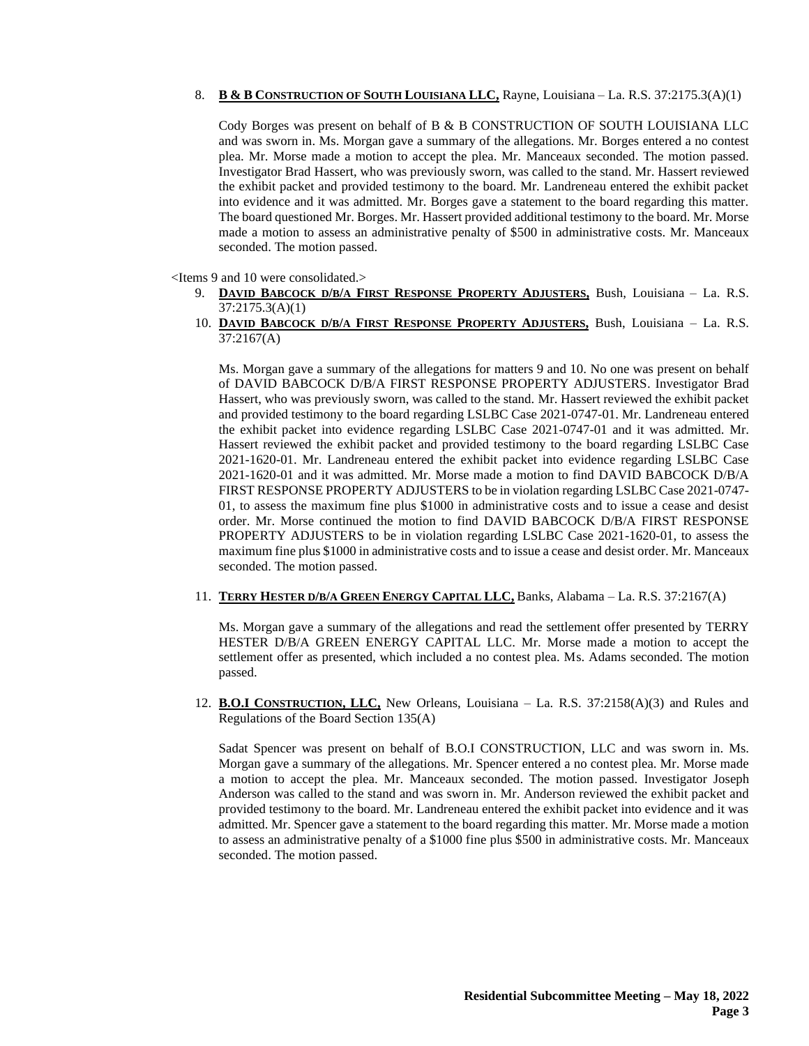8. **B & B CONSTRUCTION OF SOUTH LOUISIANA LLC,** Rayne, Louisiana – La. R.S. 37:2175.3(A)(1)

   Cody Borges was present on behalf of B & B CONSTRUCTION OF SOUTH LOUISIANA LLC and was sworn in. Ms. Morgan gave a summary of the allegations. Mr. Borges entered a no contest plea. Mr. Morse made a motion to accept the plea. Mr. Manceaux seconded. The motion passed. Investigator Brad Hassert, who was previously sworn, was called to the stand. Mr. Hassert reviewed the exhibit packet and provided testimony to the board. Mr. Landreneau entered the exhibit packet into evidence and it was admitted. Mr. Borges gave a statement to the board regarding this matter. The board questioned Mr. Borges. Mr. Hassert provided additional testimony to the board. Mr. Morse made a motion to assess an administrative penalty of $500 in administrative costs. Mr. Manceaux seconded. The motion passed.

<Items 9 and 10 were consolidated.>

9. **DAVID BABCOCK D/B/A FIRST RESPONSE PROPERTY ADJUSTERS,** Bush, Louisiana – La. R.S. 37:2175.3(A)(1)
10. **DAVID BABCOCK D/B/A FIRST RESPONSE PROPERTY ADJUSTERS,** Bush, Louisiana – La. R.S. 37:2167(A)

    Ms. Morgan gave a summary of the allegations for matters 9 and 10. No one was present on behalf of DAVID BABCOCK D/B/A FIRST RESPONSE PROPERTY ADJUSTERS. Investigator Brad Hassert, who was previously sworn, was called to the stand. Mr. Hassert reviewed the exhibit packet and provided testimony to the board regarding LSLBC Case 2021-0747-01. Mr. Landreneau entered the exhibit packet into evidence regarding LSLBC Case 2021-0747-01 and it was admitted. Mr. Hassert reviewed the exhibit packet and provided testimony to the board regarding LSLBC Case 2021-1620-01. Mr. Landreneau entered the exhibit packet into evidence regarding LSLBC Case 2021-1620-01 and it was admitted. Mr. Morse made a motion to find DAVID BABCOCK D/B/A FIRST RESPONSE PROPERTY ADJUSTERS to be in violation regarding LSLBC Case 2021-0747-01, to assess the maximum fine plus $1000 in administrative costs and to issue a cease and desist order. Mr. Morse continued the motion to find DAVID BABCOCK D/B/A FIRST RESPONSE PROPERTY ADJUSTERS to be in violation regarding LSLBC Case 2021-1620-01, to assess the maximum fine plus $1000 in administrative costs and to issue a cease and desist order. Mr. Manceaux seconded. The motion passed.

11. **TERRY HESTER D/B/A GREEN ENERGY CAPITAL LLC,** Banks, Alabama – La. R.S. 37:2167(A)

    Ms. Morgan gave a summary of the allegations and read the settlement offer presented by TERRY HESTER D/B/A GREEN ENERGY CAPITAL LLC. Mr. Morse made a motion to accept the settlement offer as presented, which included a no contest plea. Ms. Adams seconded. The motion passed.

12. **B.O.I CONSTRUCTION, LLC,** New Orleans, Louisiana – La. R.S. 37:2158(A)(3) and Rules and Regulations of the Board Section 135(A)

    Sadat Spencer was present on behalf of B.O.I CONSTRUCTION, LLC and was sworn in. Ms. Morgan gave a summary of the allegations. Mr. Spencer entered a no contest plea. Mr. Morse made a motion to accept the plea. Mr. Manceaux seconded. The motion passed. Investigator Joseph Anderson was called to the stand and was sworn in. Mr. Anderson reviewed the exhibit packet and provided testimony to the board. Mr. Landreneau entered the exhibit packet into evidence and it was admitted. Mr. Spencer gave a statement to the board regarding this matter. Mr. Morse made a motion to assess an administrative penalty of a $1000 fine plus $500 in administrative costs. Mr. Manceaux seconded. The motion passed.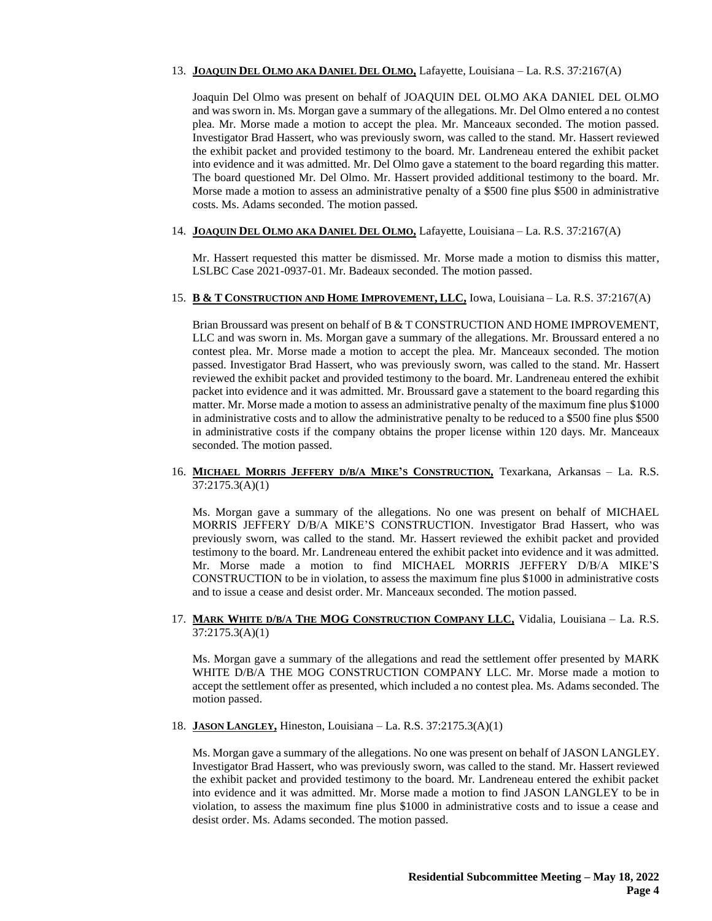13. **JOAQUIN DEL OLMO AKA DANIEL DEL OLMO,** Lafayette, Louisiana – La. R.S. 37:2167(A)

    Joaquin Del Olmo was present on behalf of JOAQUIN DEL OLMO AKA DANIEL DEL OLMO and was sworn in. Ms. Morgan gave a summary of the allegations. Mr. Del Olmo entered a no contest plea. Mr. Morse made a motion to accept the plea. Mr. Manceaux seconded. The motion passed. Investigator Brad Hassert, who was previously sworn, was called to the stand. Mr. Hassert reviewed the exhibit packet and provided testimony to the board. Mr. Landreneau entered the exhibit packet into evidence and it was admitted. Mr. Del Olmo gave a statement to the board regarding this matter. The board questioned Mr. Del Olmo. Mr. Hassert provided additional testimony to the board. Mr. Morse made a motion to assess an administrative penalty of a $500 fine plus $500 in administrative costs. Ms. Adams seconded. The motion passed.

14. **JOAQUIN DEL OLMO AKA DANIEL DEL OLMO,** Lafayette, Louisiana – La. R.S. 37:2167(A)

    Mr. Hassert requested this matter be dismissed. Mr. Morse made a motion to dismiss this matter, LSLBC Case 2021-0937-01. Mr. Badeaux seconded. The motion passed.

15. **B & T CONSTRUCTION AND HOME IMPROVEMENT, LLC,** Iowa, Louisiana – La. R.S. 37:2167(A)

    Brian Broussard was present on behalf of B & T CONSTRUCTION AND HOME IMPROVEMENT, LLC and was sworn in. Ms. Morgan gave a summary of the allegations. Mr. Broussard entered a no contest plea. Mr. Morse made a motion to accept the plea. Mr. Manceaux seconded. The motion passed. Investigator Brad Hassert, who was previously sworn, was called to the stand. Mr. Hassert reviewed the exhibit packet and provided testimony to the board. Mr. Landreneau entered the exhibit packet into evidence and it was admitted. Mr. Broussard gave a statement to the board regarding this matter. Mr. Morse made a motion to assess an administrative penalty of the maximum fine plus $1000 in administrative costs and to allow the administrative penalty to be reduced to a $500 fine plus $500 in administrative costs if the company obtains the proper license within 120 days. Mr. Manceaux seconded. The motion passed.

16. **MICHAEL MORRIS JEFFERY D/B/A MIKE'S CONSTRUCTION,** Texarkana, Arkansas – La. R.S. 37:2175.3(A)(1)

    Ms. Morgan gave a summary of the allegations. No one was present on behalf of MICHAEL MORRIS JEFFERY D/B/A MIKE'S CONSTRUCTION. Investigator Brad Hassert, who was previously sworn, was called to the stand. Mr. Hassert reviewed the exhibit packet and provided testimony to the board. Mr. Landreneau entered the exhibit packet into evidence and it was admitted. Mr. Morse made a motion to find MICHAEL MORRIS JEFFERY D/B/A MIKE'S CONSTRUCTION to be in violation, to assess the maximum fine plus $1000 in administrative costs and to issue a cease and desist order. Mr. Manceaux seconded. The motion passed.

17. **MARK WHITE D/B/A THE MOG CONSTRUCTION COMPANY LLC,** Vidalia, Louisiana – La. R.S. 37:2175.3(A)(1)

    Ms. Morgan gave a summary of the allegations and read the settlement offer presented by MARK WHITE D/B/A THE MOG CONSTRUCTION COMPANY LLC. Mr. Morse made a motion to accept the settlement offer as presented, which included a no contest plea. Ms. Adams seconded. The motion passed.

18. **JASON LANGLEY,** Hineston, Louisiana – La. R.S. 37:2175.3(A)(1)

    Ms. Morgan gave a summary of the allegations. No one was present on behalf of JASON LANGLEY. Investigator Brad Hassert, who was previously sworn, was called to the stand. Mr. Hassert reviewed the exhibit packet and provided testimony to the board. Mr. Landreneau entered the exhibit packet into evidence and it was admitted. Mr. Morse made a motion to find JASON LANGLEY to be in violation, to assess the maximum fine plus $1000 in administrative costs and to issue a cease and desist order. Ms. Adams seconded. The motion passed.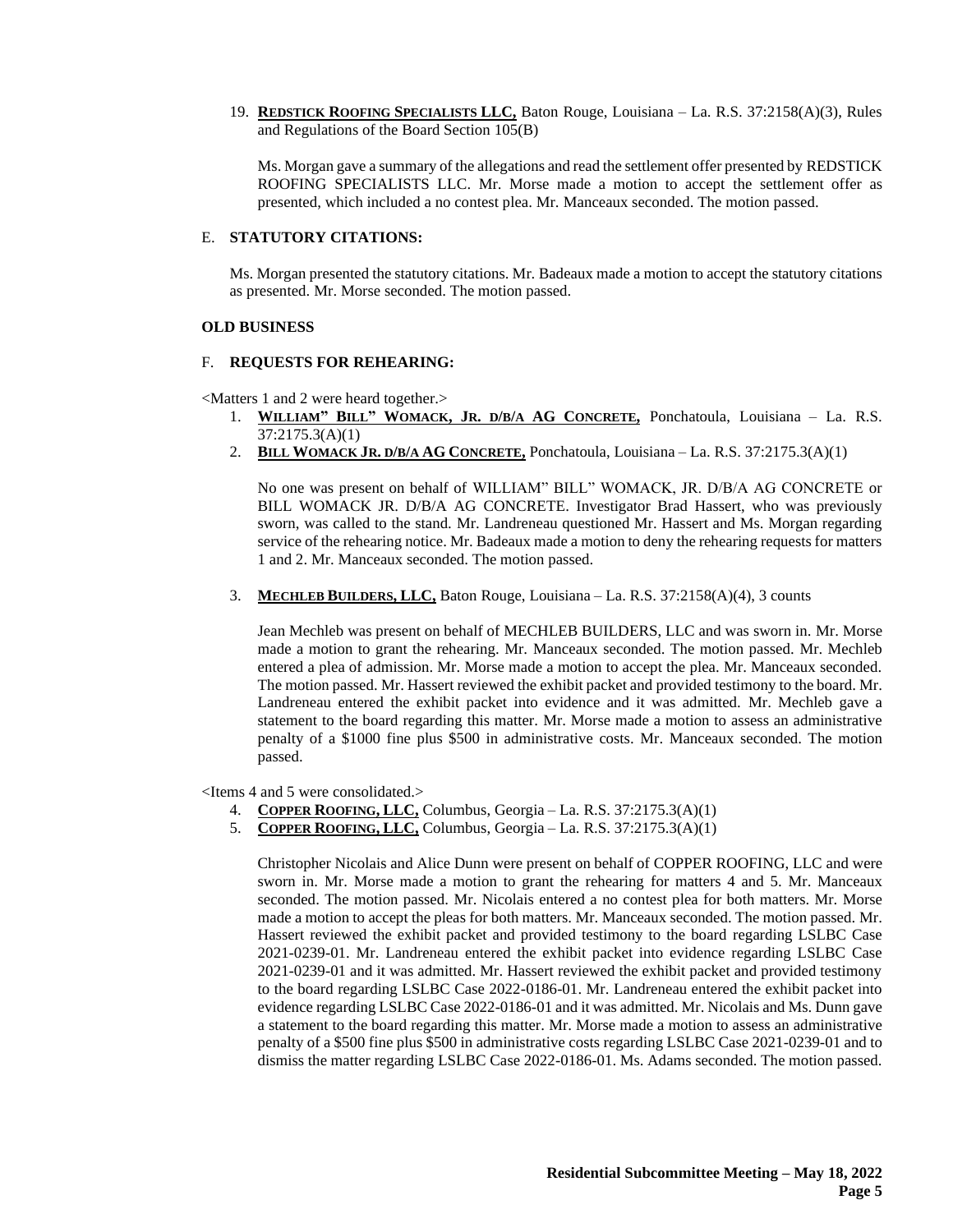19. **<u>REDSTICK ROOFING SPECIALISTS LLC,</u>** Baton Rouge, Louisiana – La. R.S. 37:2158(A)(3), Rules and Regulations of the Board Section 105(B)

    Ms. Morgan gave a summary of the allegations and read the settlement offer presented by REDSTICK ROOFING SPECIALISTS LLC. Mr. Morse made a motion to accept the settlement offer as presented, which included a no contest plea. Mr. Manceaux seconded. The motion passed.

E. **STATUTORY CITATIONS:**

Ms. Morgan presented the statutory citations. Mr. Badeaux made a motion to accept the statutory citations as presented. Mr. Morse seconded. The motion passed.

**OLD BUSINESS**

F. **REQUESTS FOR REHEARING:**

<Matters 1 and 2 were heard together.>

1. **<u>WILLIAM" BILL" WOMACK, JR. D/B/A AG CONCRETE,</u>** Ponchatoula, Louisiana – La. R.S. 37:2175.3(A)(1)
2. **<u>BILL WOMACK JR. D/B/A AG CONCRETE,</u>** Ponchatoula, Louisiana – La. R.S. 37:2175.3(A)(1)

   No one was present on behalf of WILLIAM" BILL" WOMACK, JR. D/B/A AG CONCRETE or BILL WOMACK JR. D/B/A AG CONCRETE. Investigator Brad Hassert, who was previously sworn, was called to the stand. Mr. Landreneau questioned Mr. Hassert and Ms. Morgan regarding service of the rehearing notice. Mr. Badeaux made a motion to deny the rehearing requests for matters 1 and 2. Mr. Manceaux seconded. The motion passed.

3. **<u>MECHLEB BUILDERS, LLC,</u>** Baton Rouge, Louisiana – La. R.S. 37:2158(A)(4), 3 counts

   Jean Mechleb was present on behalf of MECHLEB BUILDERS, LLC and was sworn in. Mr. Morse made a motion to grant the rehearing. Mr. Manceaux seconded. The motion passed. Mr. Mechleb entered a plea of admission. Mr. Morse made a motion to accept the plea. Mr. Manceaux seconded. The motion passed. Mr. Hassert reviewed the exhibit packet and provided testimony to the board. Mr. Landreneau entered the exhibit packet into evidence and it was admitted. Mr. Mechleb gave a statement to the board regarding this matter. Mr. Morse made a motion to assess an administrative penalty of a $1000 fine plus $500 in administrative costs. Mr. Manceaux seconded. The motion passed.

<Items 4 and 5 were consolidated.>

4. **<u>COPPER ROOFING, LLC,</u>** Columbus, Georgia – La. R.S. 37:2175.3(A)(1)
5. **<u>COPPER ROOFING, LLC,</u>** Columbus, Georgia – La. R.S. 37:2175.3(A)(1)

   Christopher Nicolais and Alice Dunn were present on behalf of COPPER ROOFING, LLC and were sworn in. Mr. Morse made a motion to grant the rehearing for matters 4 and 5. Mr. Manceaux seconded. The motion passed. Mr. Nicolais entered a no contest plea for both matters. Mr. Morse made a motion to accept the pleas for both matters. Mr. Manceaux seconded. The motion passed. Mr. Hassert reviewed the exhibit packet and provided testimony to the board regarding LSLBC Case 2021-0239-01. Mr. Landreneau entered the exhibit packet into evidence regarding LSLBC Case 2021-0239-01 and it was admitted. Mr. Hassert reviewed the exhibit packet and provided testimony to the board regarding LSLBC Case 2022-0186-01. Mr. Landreneau entered the exhibit packet into evidence regarding LSLBC Case 2022-0186-01 and it was admitted. Mr. Nicolais and Ms. Dunn gave a statement to the board regarding this matter. Mr. Morse made a motion to assess an administrative penalty of a $500 fine plus $500 in administrative costs regarding LSLBC Case 2021-0239-01 and to dismiss the matter regarding LSLBC Case 2022-0186-01. Ms. Adams seconded. The motion passed.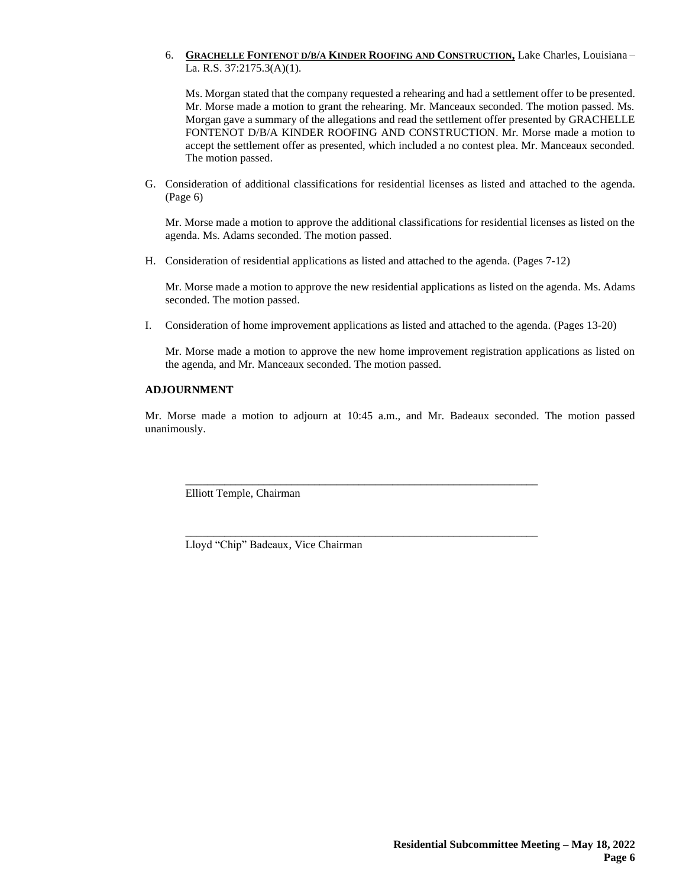6. **GRACHELLE FONTENOT D/B/A KINDER ROOFING AND CONSTRUCTION,** Lake Charles, Louisiana – La. R.S. 37:2175.3(A)(1).

   Ms. Morgan stated that the company requested a rehearing and had a settlement offer to be presented. Mr. Morse made a motion to grant the rehearing. Mr. Manceaux seconded. The motion passed. Ms. Morgan gave a summary of the allegations and read the settlement offer presented by GRACHELLE FONTENOT D/B/A KINDER ROOFING AND CONSTRUCTION. Mr. Morse made a motion to accept the settlement offer as presented, which included a no contest plea. Mr. Manceaux seconded. The motion passed.

G. Consideration of additional classifications for residential licenses as listed and attached to the agenda. (Page 6)

   Mr. Morse made a motion to approve the additional classifications for residential licenses as listed on the agenda. Ms. Adams seconded. The motion passed.

H. Consideration of residential applications as listed and attached to the agenda. (Pages 7-12)

   Mr. Morse made a motion to approve the new residential applications as listed on the agenda. Ms. Adams seconded. The motion passed.

I. Consideration of home improvement applications as listed and attached to the agenda. (Pages 13-20)

   Mr. Morse made a motion to approve the new home improvement registration applications as listed on the agenda, and Mr. Manceaux seconded. The motion passed.

**ADJOURNMENT**

Mr. Morse made a motion to adjourn at 10:45 a.m., and Mr. Badeaux seconded. The motion passed unanimously.

\_\_\_\_\_\_\_\_\_\_\_\_\_\_\_\_\_\_\_\_\_\_\_\_\_\_\_\_\_\_\_\_\_\_\_\_\_\_\_\_\_\_\_\_\_\_\_\_\_\_\_\_\_\_\_\_\_\_\_\_\_\_

Elliott Temple, Chairman

\_\_\_\_\_\_\_\_\_\_\_\_\_\_\_\_\_\_\_\_\_\_\_\_\_\_\_\_\_\_\_\_\_\_\_\_\_\_\_\_\_\_\_\_\_\_\_\_\_\_\_\_\_\_\_\_\_\_\_\_\_\_

Lloyd "Chip" Badeaux, Vice Chairman